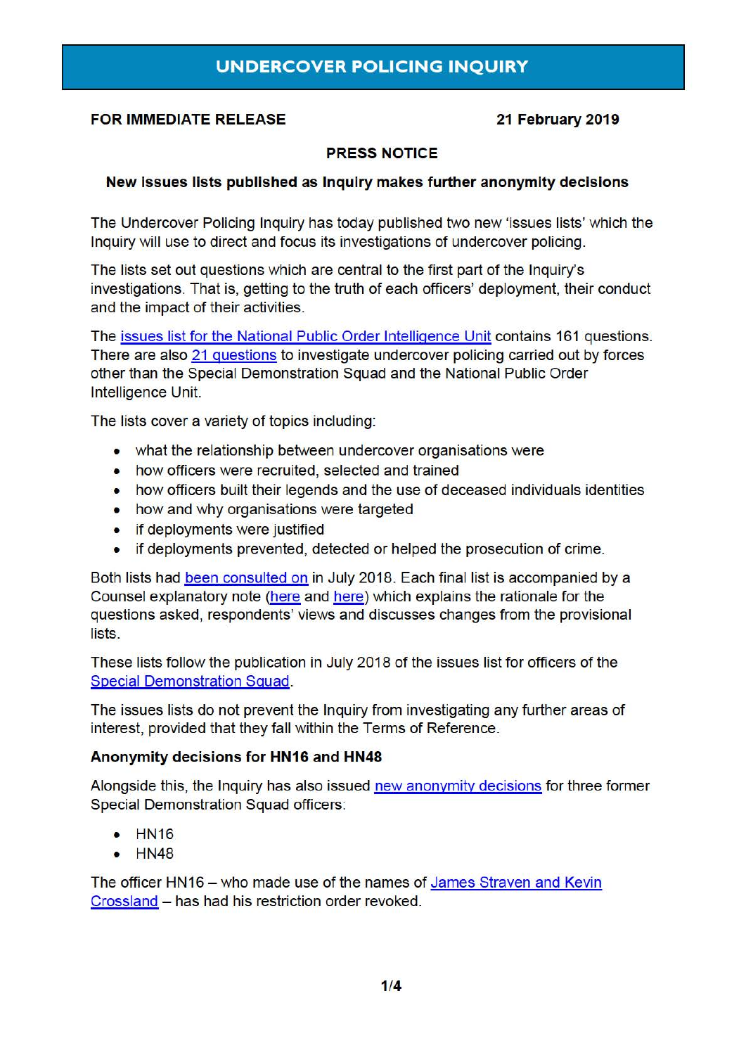# UNDERCOVER POLICING INQUIRY

**FOR IMMEDIATE RELEASE** **21 February 2019**

**PRESS NOTICE**

**New issues lists published as Inquiry makes further anonymity decisions**

The Undercover Policing Inquiry has today published two new 'issues lists' which the Inquiry will use to direct and focus its investigations of undercover policing.

The lists set out questions which are central to the first part of the Inquiry's investigations. That is, getting to the truth of each officers' deployment, their conduct and the impact of their activities.

The issues list for the National Public Order Intelligence Unit contains 161 questions. There are also 21 questions to investigate undercover policing carried out by forces other than the Special Demonstration Squad and the National Public Order Intelligence Unit.

The lists cover a variety of topics including:

- what the relationship between undercover organisations were
- how officers were recruited, selected and trained
- how officers built their legends and the use of deceased individuals identities
- how and why organisations were targeted
- if deployments were justified
- if deployments prevented, detected or helped the prosecution of crime.

Both lists had been consulted on in July 2018. Each final list is accompanied by a Counsel explanatory note (here and here) which explains the rationale for the questions asked, respondents' views and discusses changes from the provisional lists.

These lists follow the publication in July 2018 of the issues list for officers of the Special Demonstration Squad.

The issues lists do not prevent the Inquiry from investigating any further areas of interest, provided that they fall within the Terms of Reference.

**Anonymity decisions for HN16 and HN48**

Alongside this, the Inquiry has also issued new anonymity decisions for three former Special Demonstration Squad officers:

- HN16
- HN48

The officer HN16 – who made use of the names of James Straven and Kevin Crossland – has had his restriction order revoked.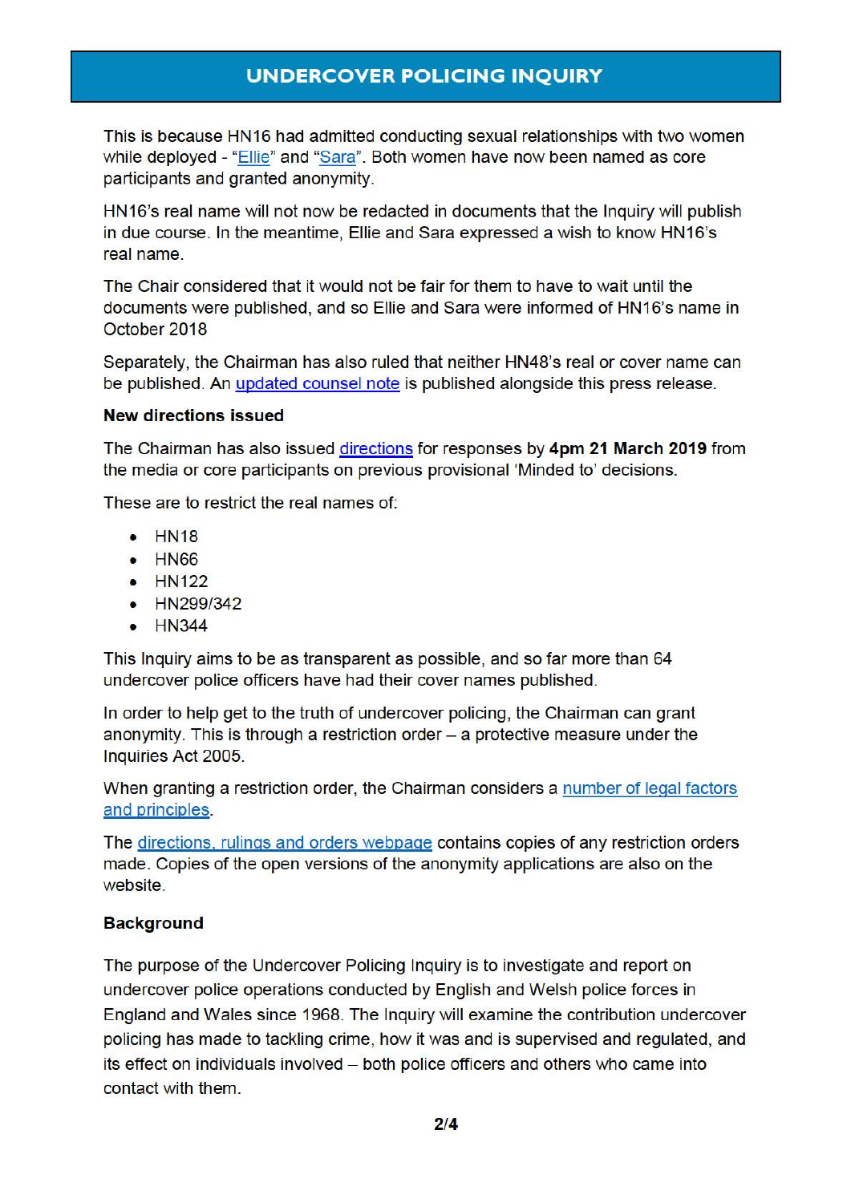This is because HN16 had admitted conducting sexual relationships with two women while deployed - "Ellie" and "Sara". Both women have now been named as core participants and granted anonymity.

HN16's real name will not now be redacted in documents that the Inquiry will publish in due course. In the meantime, Ellie and Sara expressed a wish to know HN16's real name.

The Chair considered that it would not be fair for them to have to wait until the documents were published, and so Ellie and Sara were informed of HN16's name in October 2018

Separately, the Chairman has also ruled that neither HN48's real or cover name can be published. An updated counsel note is published alongside this press release.

**New directions issued**

The Chairman has also issued directions for responses by **4pm 21 March 2019** from the media or core participants on previous provisional 'Minded to' decisions.

These are to restrict the real names of:

- HN18
- HN66
- HN122
- HN299/342
- HN344

This Inquiry aims to be as transparent as possible, and so far more than 64 undercover police officers have had their cover names published.

In order to help get to the truth of undercover policing, the Chairman can grant anonymity. This is through a restriction order – a protective measure under the Inquiries Act 2005.

When granting a restriction order, the Chairman considers a number of legal factors and principles.

The directions, rulings and orders webpage contains copies of any restriction orders made. Copies of the open versions of the anonymity applications are also on the website.

**Background**

The purpose of the Undercover Policing Inquiry is to investigate and report on undercover police operations conducted by English and Welsh police forces in England and Wales since 1968. The Inquiry will examine the contribution undercover policing has made to tackling crime, how it was and is supervised and regulated, and its effect on individuals involved – both police officers and others who came into contact with them.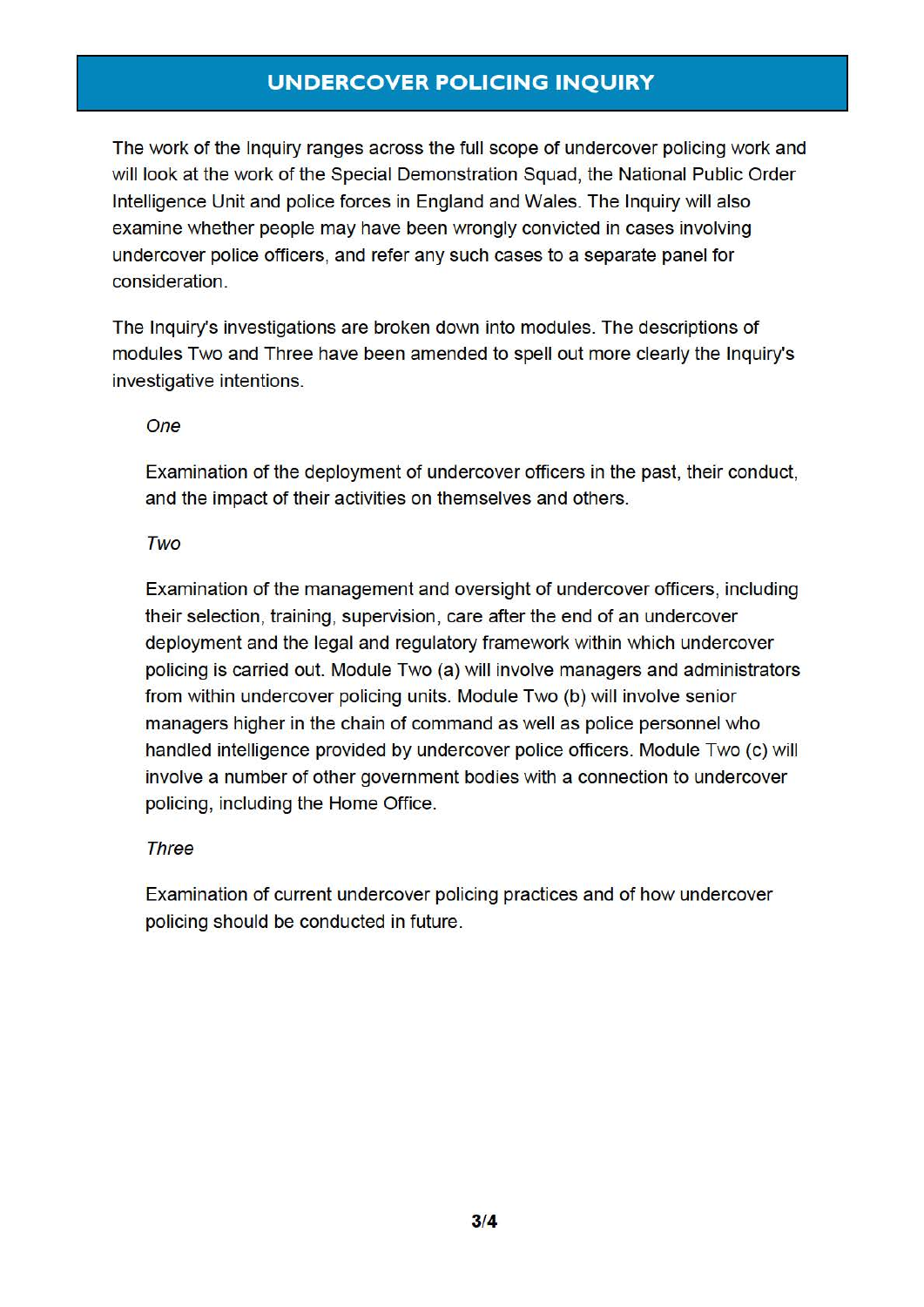# UNDERCOVER POLICING INQUIRY

The work of the Inquiry ranges across the full scope of undercover policing work and will look at the work of the Special Demonstration Squad, the National Public Order Intelligence Unit and police forces in England and Wales. The Inquiry will also examine whether people may have been wrongly convicted in cases involving undercover police officers, and refer any such cases to a separate panel for consideration.

The Inquiry's investigations are broken down into modules. The descriptions of modules Two and Three have been amended to spell out more clearly the Inquiry's investigative intentions.

*One*

Examination of the deployment of undercover officers in the past, their conduct, and the impact of their activities on themselves and others.

*Two*

Examination of the management and oversight of undercover officers, including their selection, training, supervision, care after the end of an undercover deployment and the legal and regulatory framework within which undercover policing is carried out. Module Two (a) will involve managers and administrators from within undercover policing units. Module Two (b) will involve senior managers higher in the chain of command as well as police personnel who handled intelligence provided by undercover police officers. Module Two (c) will involve a number of other government bodies with a connection to undercover policing, including the Home Office.

*Three*

Examination of current undercover policing practices and of how undercover policing should be conducted in future.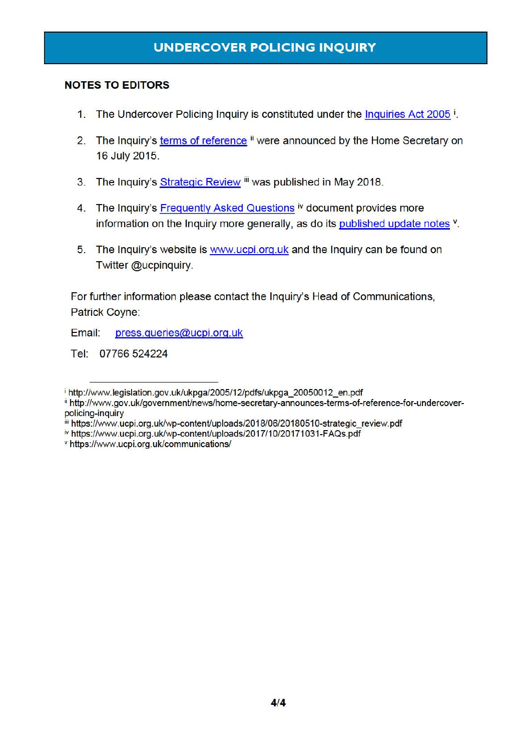UNDERCOVER POLICING INQUIRY

**NOTES TO EDITORS**

1. The Undercover Policing Inquiry is constituted under the Inquiries Act 2005 [i].

2. The Inquiry's terms of reference [ii] were announced by the Home Secretary on 16 July 2015.

3. The Inquiry's Strategic Review [iii] was published in May 2018.

4. The Inquiry's Frequently Asked Questions [iv] document provides more information on the Inquiry more generally, as do its published update notes [v].

5. The Inquiry's website is www.ucpi.org.uk and the Inquiry can be found on Twitter @ucpinquiry.

For further information please contact the Inquiry's Head of Communications, Patrick Coyne:

Email: press.queries@ucpi.org.uk

Tel: 07766 524224

---

[i] http://www.legislation.gov.uk/ukpga/2005/12/pdfs/ukpga_20050012_en.pdf
[ii] http://www.gov.uk/government/news/home-secretary-announces-terms-of-reference-for-undercover-policing-inquiry
[iii] https://www.ucpi.org.uk/wp-content/uploads/2018/06/20180510-strategic_review.pdf
[iv] https://www.ucpi.org.uk/wp-content/uploads/2017/10/20171031-FAQs.pdf
[v] https://www.ucpi.org.uk/communications/